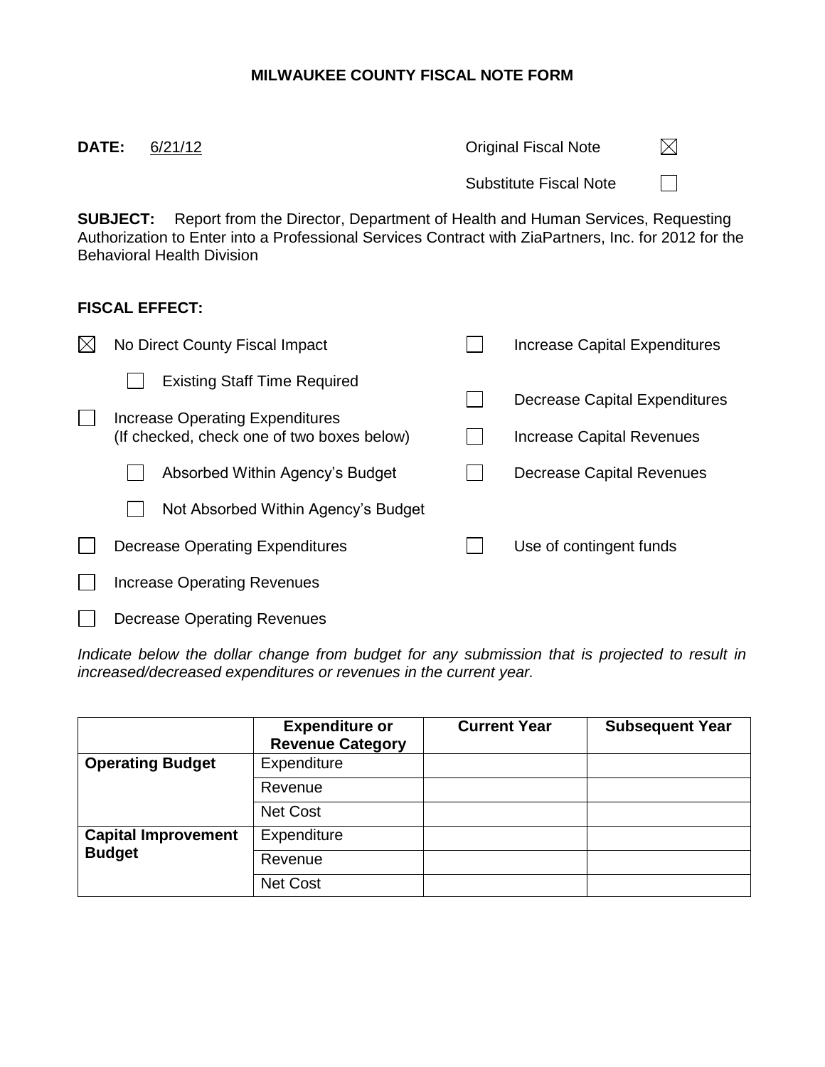# MILWAUKEE COUNTY FISCAL NOTE FORM

**DATE:** 6/21/12

Original Fiscal Note ☒

Substitute Fiscal Note ☐

**SUBJECT:** Report from the Director, Department of Health and Human Services, Requesting Authorization to Enter into a Professional Services Contract with ZiaPartners, Inc. for 2012 for the Behavioral Health Division

**FISCAL EFFECT:**

- ☒ No Direct County Fiscal Impact
  - ☐ Existing Staff Time Required
- ☐ Increase Operating Expenditures (If checked, check one of two boxes below)
  - ☐ Absorbed Within Agency's Budget
  - ☐ Not Absorbed Within Agency's Budget
- ☐ Decrease Operating Expenditures
- ☐ Increase Operating Revenues
- ☐ Decrease Operating Revenues
- ☐ Increase Capital Expenditures
- ☐ Decrease Capital Expenditures
- ☐ Increase Capital Revenues
- ☐ Decrease Capital Revenues
- ☐ Use of contingent funds

*Indicate below the dollar change from budget for any submission that is projected to result in increased/decreased expenditures or revenues in the current year.*

| | Expenditure or Revenue Category | Current Year | Subsequent Year |
|---|---|---|---|
| **Operating Budget** | Expenditure | | |
| | Revenue | | |
| | Net Cost | | |
| **Capital Improvement Budget** | Expenditure | | |
| | Revenue | | |
| | Net Cost | | |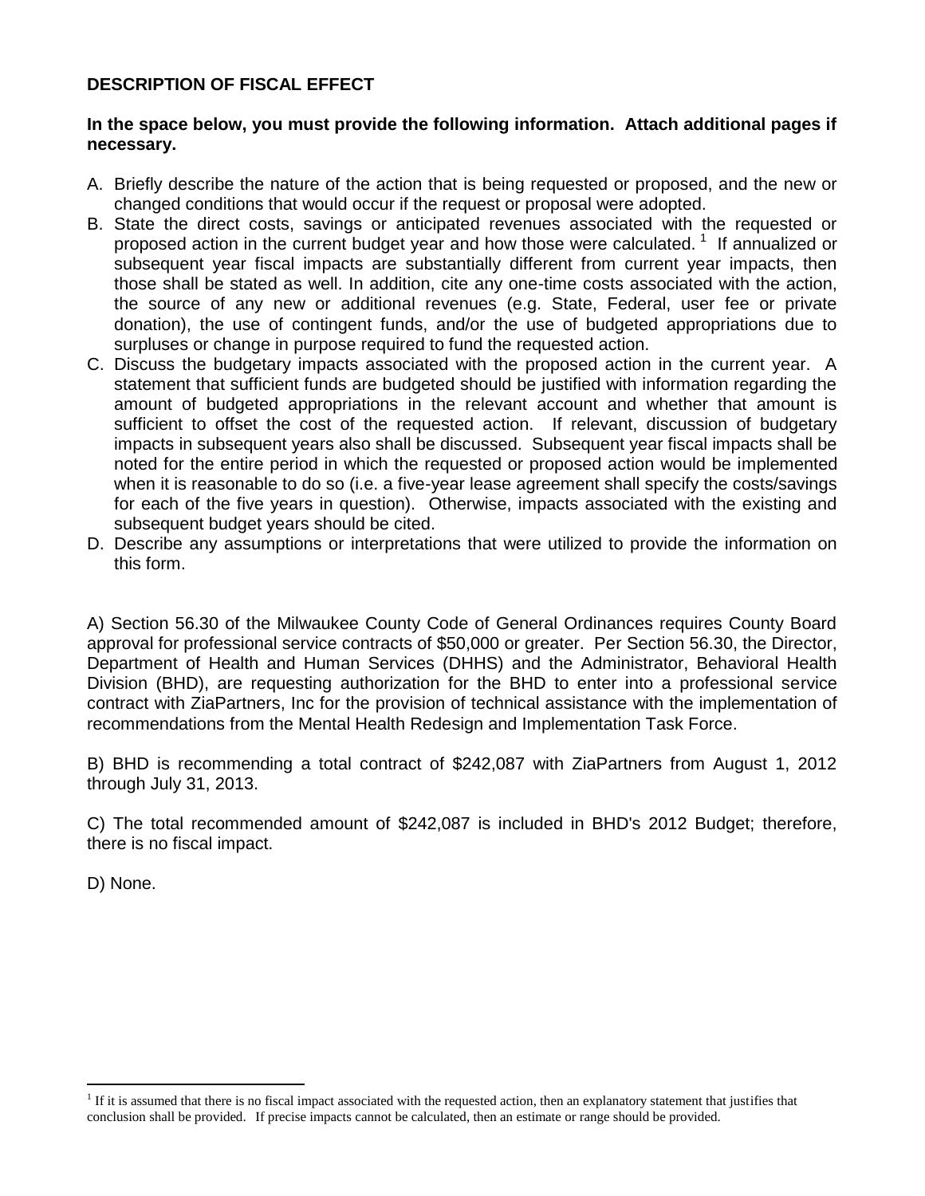## DESCRIPTION OF FISCAL EFFECT

**In the space below, you must provide the following information. Attach additional pages if necessary.**

A. Briefly describe the nature of the action that is being requested or proposed, and the new or changed conditions that would occur if the request or proposal were adopted.

B. State the direct costs, savings or anticipated revenues associated with the requested or proposed action in the current budget year and how those were calculated. [1] If annualized or subsequent year fiscal impacts are substantially different from current year impacts, then those shall be stated as well. In addition, cite any one-time costs associated with the action, the source of any new or additional revenues (e.g. State, Federal, user fee or private donation), the use of contingent funds, and/or the use of budgeted appropriations due to surpluses or change in purpose required to fund the requested action.

C. Discuss the budgetary impacts associated with the proposed action in the current year. A statement that sufficient funds are budgeted should be justified with information regarding the amount of budgeted appropriations in the relevant account and whether that amount is sufficient to offset the cost of the requested action. If relevant, discussion of budgetary impacts in subsequent years also shall be discussed. Subsequent year fiscal impacts shall be noted for the entire period in which the requested or proposed action would be implemented when it is reasonable to do so (i.e. a five-year lease agreement shall specify the costs/savings for each of the five years in question). Otherwise, impacts associated with the existing and subsequent budget years should be cited.

D. Describe any assumptions or interpretations that were utilized to provide the information on this form.

A) Section 56.30 of the Milwaukee County Code of General Ordinances requires County Board approval for professional service contracts of $50,000 or greater. Per Section 56.30, the Director, Department of Health and Human Services (DHHS) and the Administrator, Behavioral Health Division (BHD), are requesting authorization for the BHD to enter into a professional service contract with ZiaPartners, Inc for the provision of technical assistance with the implementation of recommendations from the Mental Health Redesign and Implementation Task Force.

B) BHD is recommending a total contract of $242,087 with ZiaPartners from August 1, 2012 through July 31, 2013.

C) The total recommended amount of $242,087 is included in BHD's 2012 Budget; therefore, there is no fiscal impact.

D) None.

---

[1] If it is assumed that there is no fiscal impact associated with the requested action, then an explanatory statement that justifies that conclusion shall be provided. If precise impacts cannot be calculated, then an estimate or range should be provided.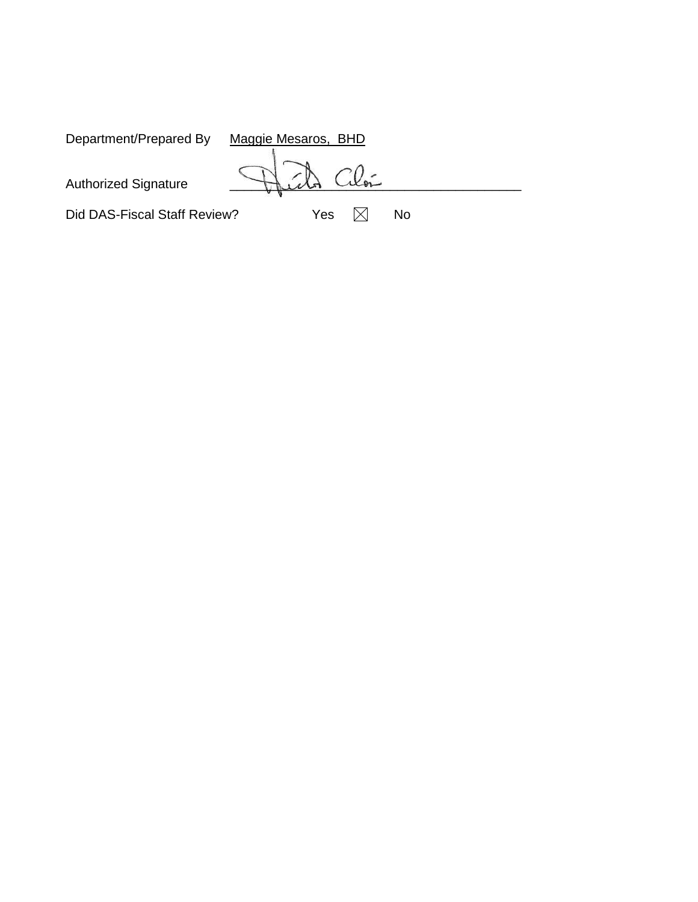Department/Prepared By Maggie Mesaros, BHD

Authorized Signature ______________________________

Did DAS-Fiscal Staff Review? Yes ☒ No